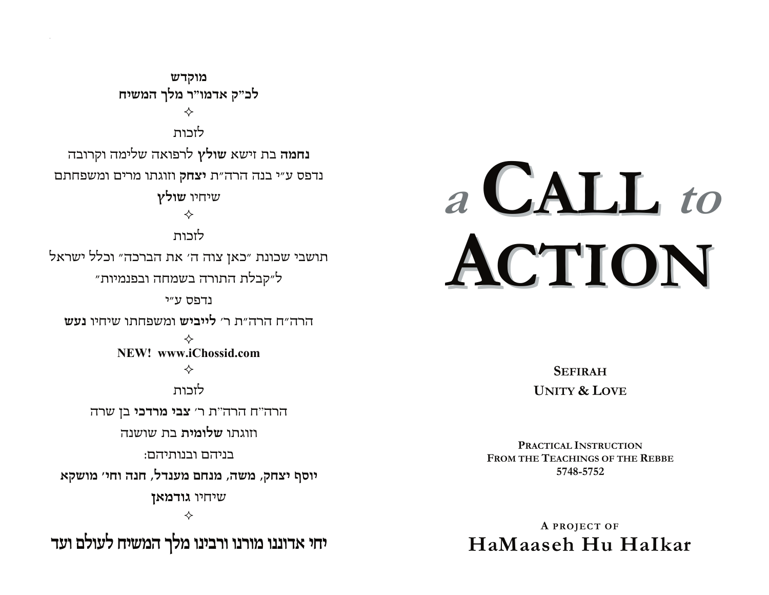**מוקדש**
**לכ״ק אדמו״ר מלך המשיח**

✧

לזכות

**נחמה** בת זישא **שולץ** לרפואה שלימה וקרובה

נדפס ע״י בנה הרה״ת **יצחק** וזוגתו מרים ומשפחתם

שיחיו **שולץ**

✧

לזכות

תושבי שכונת ״כאן צוה ה׳ את הברכה״ וכלל ישראל

ל״קבלת התורה בשמחה ובפנימיות״

נדפס ע״י

הרה״ח הרה״ת ר׳ **לייביש** ומשפחתו שיחיו **נעש**

✧

**NEW! www.iChossid.com**

✧

לזכות

הרה״ח הרה״ת ר׳ **צבי מרדכי** בן שרה

וזוגתו **שלומית** בת שושנה

בניהם ובנותיהם:

**יוסף יצחק, משה, מנחם מענדל, חנה וחי׳ מושקא**

שיחיו **גודמאן**

✧

**יחי אדוננו מורנו ורבינו מלך המשיח לעולם ועד**

# a CALL to ACTION

**SEFIRAH**
**UNITY & LOVE**

**PRACTICAL INSTRUCTION**
**FROM THE TEACHINGS OF THE REBBE**
**5748-5752**

**A PROJECT OF**
**HaMaaseh Hu HaIkar**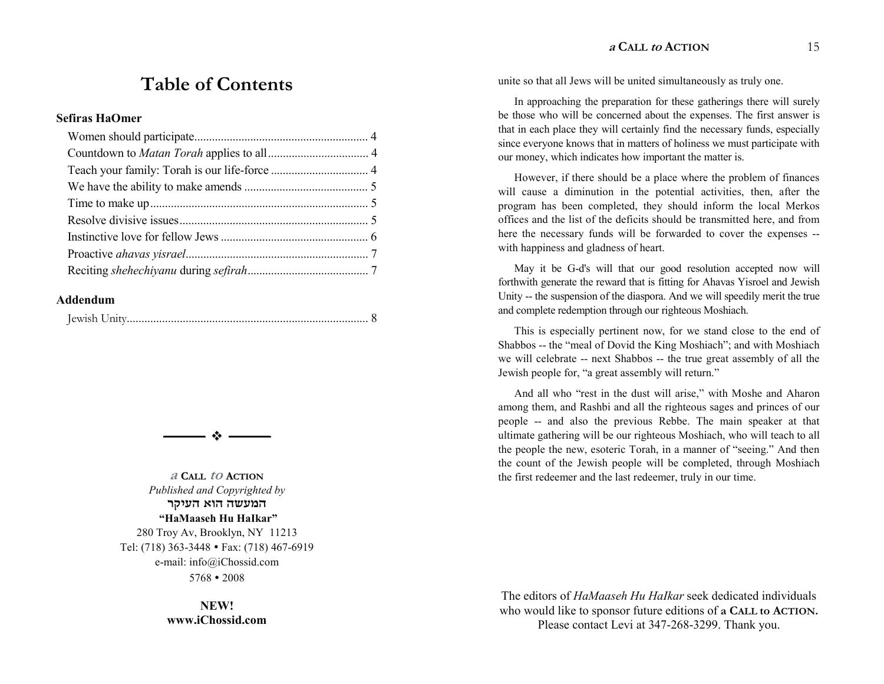# Table of Contents

**Sefiras HaOmer**

- Women should participate.......... 4
- Countdown to *Matan Torah* applies to all.......... 4
- Teach your family: Torah is our life-force.......... 4
- We have the ability to make amends.......... 5
- Time to make up.......... 5
- Resolve divisive issues.......... 5
- Instinctive love for fellow Jews.......... 6
- Proactive *ahavas yisrael*.......... 7
- Reciting *shehechiyanu* during *sefirah*.......... 7

**Addendum**

- Jewish Unity.......... 8

❖

*a* **Call** *to* **Action**
*Published and Copyrighted by*
**המעשה הוא העיקר**
**"HaMaaseh Hu HaIkar"**
280 Troy Av, Brooklyn, NY 11213
Tel: (718) 363-3448 • Fax: (718) 467-6919
e-mail: info@iChossid.com
5768 • 2008

**NEW!**
**www.iChossid.com**

unite so that all Jews will be united simultaneously as truly one.

In approaching the preparation for these gatherings there will surely be those who will be concerned about the expenses. The first answer is that in each place they will certainly find the necessary funds, especially since everyone knows that in matters of holiness we must participate with our money, which indicates how important the matter is.

However, if there should be a place where the problem of finances will cause a diminution in the potential activities, then, after the program has been completed, they should inform the local Merkos offices and the list of the deficits should be transmitted here, and from here the necessary funds will be forwarded to cover the expenses -- with happiness and gladness of heart.

May it be G-d's will that our good resolution accepted now will forthwith generate the reward that is fitting for Ahavas Yisroel and Jewish Unity -- the suspension of the diaspora. And we will speedily merit the true and complete redemption through our righteous Moshiach.

This is especially pertinent now, for we stand close to the end of Shabbos -- the "meal of Dovid the King Moshiach"; and with Moshiach we will celebrate -- next Shabbos -- the true great assembly of all the Jewish people for, "a great assembly will return."

And all who "rest in the dust will arise," with Moshe and Aharon among them, and Rashbi and all the righteous sages and princes of our people -- and also the previous Rebbe. The main speaker at that ultimate gathering will be our righteous Moshiach, who will teach to all the people the new, esoteric Torah, in a manner of "seeing." And then the count of the Jewish people will be completed, through Moshiach the first redeemer and the last redeemer, truly in our time.

The editors of *HaMaaseh Hu HaIkar* seek dedicated individuals who would like to sponsor future editions of **a Call to Action.** Please contact Levi at 347-268-3299. Thank you.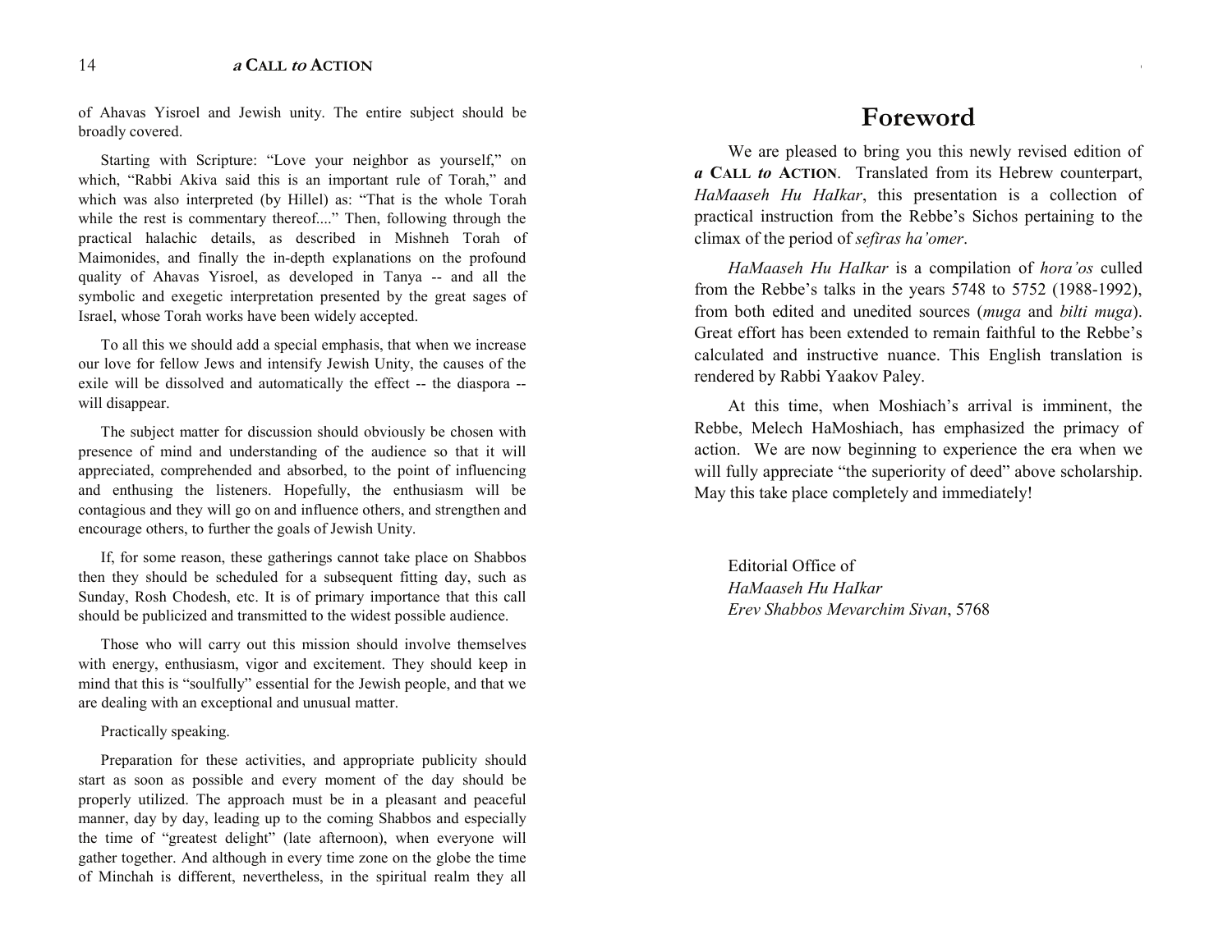of Ahavas Yisroel and Jewish unity. The entire subject should be broadly covered.

Starting with Scripture: "Love your neighbor as yourself," on which, "Rabbi Akiva said this is an important rule of Torah," and which was also interpreted (by Hillel) as: "That is the whole Torah while the rest is commentary thereof...." Then, following through the practical halachic details, as described in Mishneh Torah of Maimonides, and finally the in-depth explanations on the profound quality of Ahavas Yisroel, as developed in Tanya -- and all the symbolic and exegetic interpretation presented by the great sages of Israel, whose Torah works have been widely accepted.

To all this we should add a special emphasis, that when we increase our love for fellow Jews and intensify Jewish Unity, the causes of the exile will be dissolved and automatically the effect -- the diaspora -- will disappear.

The subject matter for discussion should obviously be chosen with presence of mind and understanding of the audience so that it will appreciated, comprehended and absorbed, to the point of influencing and enthusing the listeners. Hopefully, the enthusiasm will be contagious and they will go on and influence others, and strengthen and encourage others, to further the goals of Jewish Unity.

If, for some reason, these gatherings cannot take place on Shabbos then they should be scheduled for a subsequent fitting day, such as Sunday, Rosh Chodesh, etc. It is of primary importance that this call should be publicized and transmitted to the widest possible audience.

Those who will carry out this mission should involve themselves with energy, enthusiasm, vigor and excitement. They should keep in mind that this is "soulfully" essential for the Jewish people, and that we are dealing with an exceptional and unusual matter.

Practically speaking.

Preparation for these activities, and appropriate publicity should start as soon as possible and every moment of the day should be properly utilized. The approach must be in a pleasant and peaceful manner, day by day, leading up to the coming Shabbos and especially the time of "greatest delight" (late afternoon), when everyone will gather together. And although in every time zone on the globe the time of Minchah is different, nevertheless, in the spiritual realm they all

# Foreword

We are pleased to bring you this newly revised edition of ***a* Call *to* Action**. Translated from its Hebrew counterpart, *HaMaaseh Hu HaIkar*, this presentation is a collection of practical instruction from the Rebbe's Sichos pertaining to the climax of the period of *sefiras ha'omer*.

*HaMaaseh Hu HaIkar* is a compilation of *hora'os* culled from the Rebbe's talks in the years 5748 to 5752 (1988-1992), from both edited and unedited sources (*muga* and *bilti muga*). Great effort has been extended to remain faithful to the Rebbe's calculated and instructive nuance. This English translation is rendered by Rabbi Yaakov Paley.

At this time, when Moshiach's arrival is imminent, the Rebbe, Melech HaMoshiach, has emphasized the primacy of action. We are now beginning to experience the era when we will fully appreciate "the superiority of deed" above scholarship. May this take place completely and immediately!

Editorial Office of
*HaMaaseh Hu HaIkar*
*Erev Shabbos Mevarchim Sivan*, 5768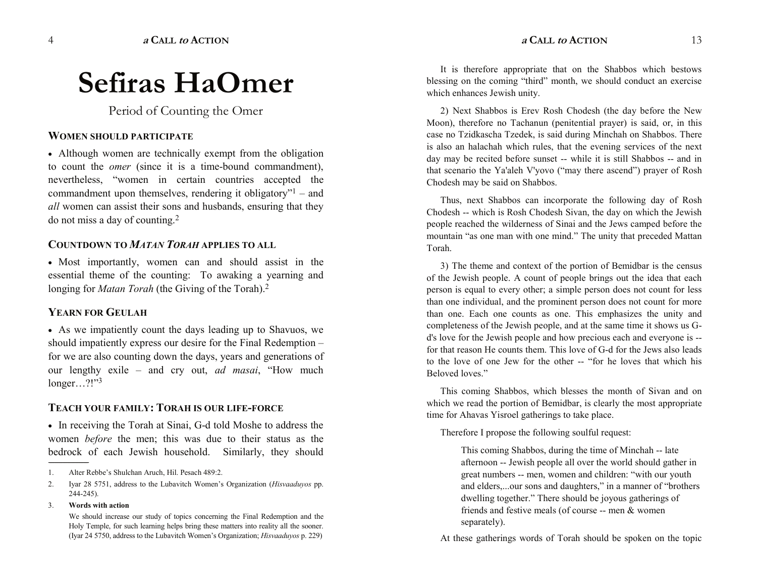# Sefiras HaOmer

Period of Counting the Omer

### WOMEN SHOULD PARTICIPATE

- Although women are technically exempt from the obligation to count the *omer* (since it is a time-bound commandment), nevertheless, "women in certain countries accepted the commandment upon themselves, rendering it obligatory"[1] – and *all* women can assist their sons and husbands, ensuring that they do not miss a day of counting.[2]

### COUNTDOWN TO *MATAN TORAH* APPLIES TO ALL

- Most importantly, women can and should assist in the essential theme of the counting: To awaking a yearning and longing for *Matan Torah* (the Giving of the Torah).[2]

### YEARN FOR GEULAH

- As we impatiently count the days leading up to Shavuos, we should impatiently express our desire for the Final Redemption – for we are also counting down the days, years and generations of our lengthy exile – and cry out, *ad masai*, "How much longer…?!"[3]

### TEACH YOUR FAMILY: TORAH IS OUR LIFE-FORCE

- In receiving the Torah at Sinai, G-d told Moshe to address the women *before* the men; this was due to their status as the bedrock of each Jewish household. Similarly, they should

1. Alter Rebbe's Shulchan Aruch, Hil. Pesach 489:2.
2. Iyar 28 5751, address to the Lubavitch Women's Organization (*Hisvaaduyos* pp. 244-245).
3. **Words with action**

   We should increase our study of topics concerning the Final Redemption and the Holy Temple, for such learning helps bring these matters into reality all the sooner. (Iyar 24 5750, address to the Lubavitch Women's Organization; *Hisvaaduyos* p. 229)

It is therefore appropriate that on the Shabbos which bestows blessing on the coming "third" month, we should conduct an exercise which enhances Jewish unity.

2) Next Shabbos is Erev Rosh Chodesh (the day before the New Moon), therefore no Tachanun (penitential prayer) is said, or, in this case no Tzidkascha Tzedek, is said during Minchah on Shabbos. There is also an halachah which rules, that the evening services of the next day may be recited before sunset -- while it is still Shabbos -- and in that scenario the Ya'aleh V'yovo ("may there ascend") prayer of Rosh Chodesh may be said on Shabbos.

Thus, next Shabbos can incorporate the following day of Rosh Chodesh -- which is Rosh Chodesh Sivan, the day on which the Jewish people reached the wilderness of Sinai and the Jews camped before the mountain "as one man with one mind." The unity that preceded Mattan Torah.

3) The theme and context of the portion of Bemidbar is the census of the Jewish people. A count of people brings out the idea that each person is equal to every other; a simple person does not count for less than one individual, and the prominent person does not count for more than one. Each one counts as one. This emphasizes the unity and completeness of the Jewish people, and at the same time it shows us G-d's love for the Jewish people and how precious each and everyone is -- for that reason He counts them. This love of G-d for the Jews also leads to the love of one Jew for the other -- "for he loves that which his Beloved loves."

This coming Shabbos, which blesses the month of Sivan and on which we read the portion of Bemidbar, is clearly the most appropriate time for Ahavas Yisroel gatherings to take place.

Therefore I propose the following soulful request:

> This coming Shabbos, during the time of Minchah -- late afternoon -- Jewish people all over the world should gather in great numbers -- men, women and children: "with our youth and elders,...our sons and daughters," in a manner of "brothers dwelling together." There should be joyous gatherings of friends and festive meals (of course -- men & women separately).

At these gatherings words of Torah should be spoken on the topic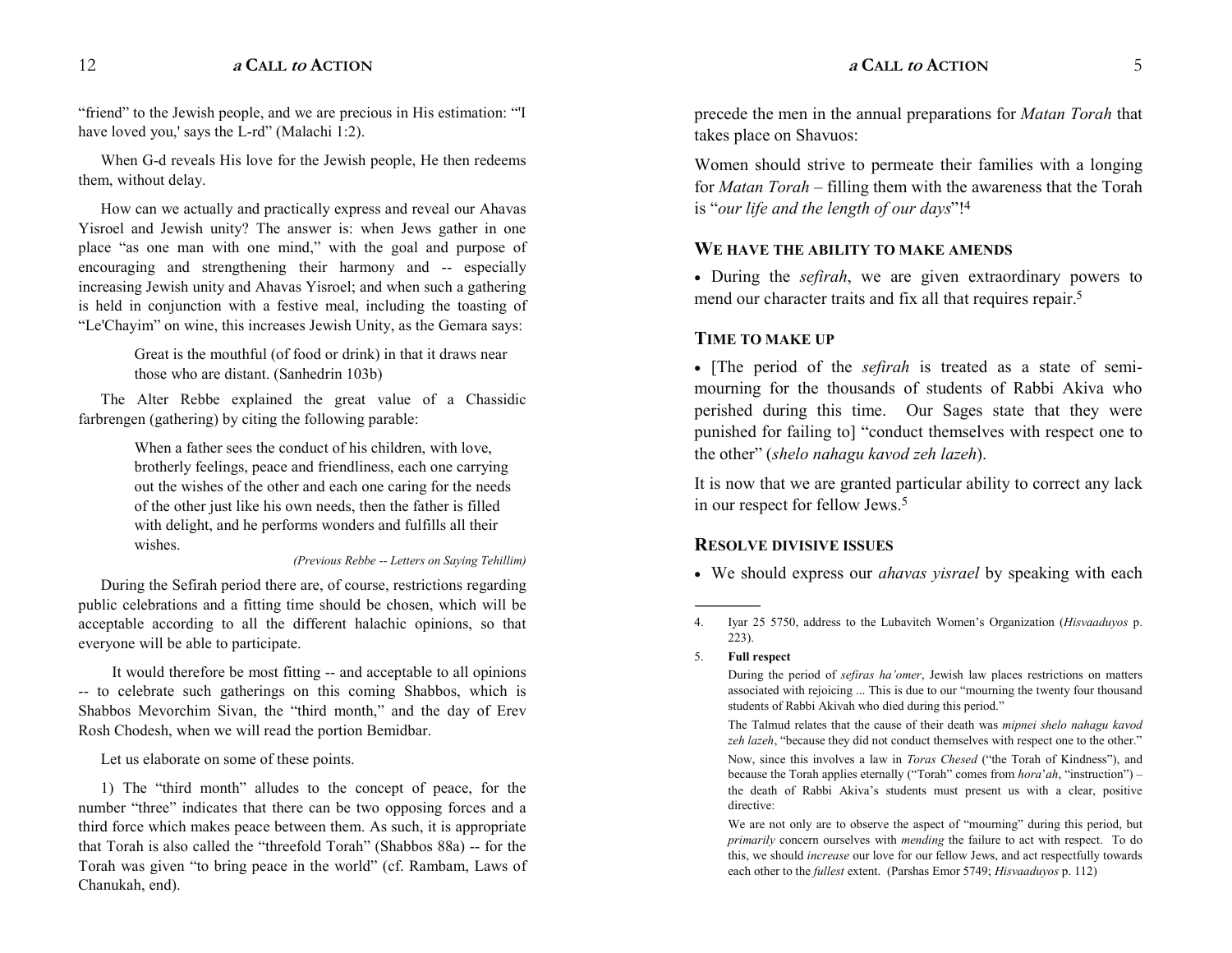"friend" to the Jewish people, and we are precious in His estimation: "'I have loved you,' says the L-rd" (Malachi 1:2).

When G-d reveals His love for the Jewish people, He then redeems them, without delay.

How can we actually and practically express and reveal our Ahavas Yisroel and Jewish unity? The answer is: when Jews gather in one place "as one man with one mind," with the goal and purpose of encouraging and strengthening their harmony and -- especially increasing Jewish unity and Ahavas Yisroel; and when such a gathering is held in conjunction with a festive meal, including the toasting of "Le'Chayim" on wine, this increases Jewish Unity, as the Gemara says:

> Great is the mouthful (of food or drink) in that it draws near those who are distant. (Sanhedrin 103b)

The Alter Rebbe explained the great value of a Chassidic farbrengen (gathering) by citing the following parable:

> When a father sees the conduct of his children, with love, brotherly feelings, peace and friendliness, each one carrying out the wishes of the other and each one caring for the needs of the other just like his own needs, then the father is filled with delight, and he performs wonders and fulfills all their wishes.
>
> *(Previous Rebbe -- Letters on Saying Tehillim)*

During the Sefirah period there are, of course, restrictions regarding public celebrations and a fitting time should be chosen, which will be acceptable according to all the different halachic opinions, so that everyone will be able to participate.

It would therefore be most fitting -- and acceptable to all opinions -- to celebrate such gatherings on this coming Shabbos, which is Shabbos Mevorchim Sivan, the "third month," and the day of Erev Rosh Chodesh, when we will read the portion Bemidbar.

Let us elaborate on some of these points.

1) The "third month" alludes to the concept of peace, for the number "three" indicates that there can be two opposing forces and a third force which makes peace between them. As such, it is appropriate that Torah is also called the "threefold Torah" (Shabbos 88a) -- for the Torah was given "to bring peace in the world" (cf. Rambam, Laws of Chanukah, end).

precede the men in the annual preparations for *Matan Torah* that takes place on Shavuos:

Women should strive to permeate their families with a longing for *Matan Torah* – filling them with the awareness that the Torah is "*our life and the length of our days*"![4]

### We have the ability to make amends

- During the *sefirah*, we are given extraordinary powers to mend our character traits and fix all that requires repair.[5]

### Time to make up

- [The period of the *sefirah* is treated as a state of semi-mourning for the thousands of students of Rabbi Akiva who perished during this time. Our Sages state that they were punished for failing to] "conduct themselves with respect one to the other" (*shelo nahagu kavod zeh lazeh*).

It is now that we are granted particular ability to correct any lack in our respect for fellow Jews.[5]

### Resolve divisive issues

- We should express our *ahavas yisrael* by speaking with each

---

4. Iyar 25 5750, address to the Lubavitch Women's Organization (*Hisvaaduyos* p. 223).

5. **Full respect**

   During the period of *sefiras ha'omer*, Jewish law places restrictions on matters associated with rejoicing ... This is due to our "mourning the twenty four thousand students of Rabbi Akivah who died during this period."

   The Talmud relates that the cause of their death was *mipnei shelo nahagu kavod zeh lazeh*, "because they did not conduct themselves with respect one to the other."

   Now, since this involves a law in *Toras Chesed* ("the Torah of Kindness"), and because the Torah applies eternally ("Torah" comes from *hora'ah*, "instruction") – the death of Rabbi Akiva's students must present us with a clear, positive directive:

   We are not only are to observe the aspect of "mourning" during this period, but *primarily* concern ourselves with *mending* the failure to act with respect. To do this, we should *increase* our love for our fellow Jews, and act respectfully towards each other to the *fullest* extent. (Parshas Emor 5749; *Hisvaaduyos* p. 112)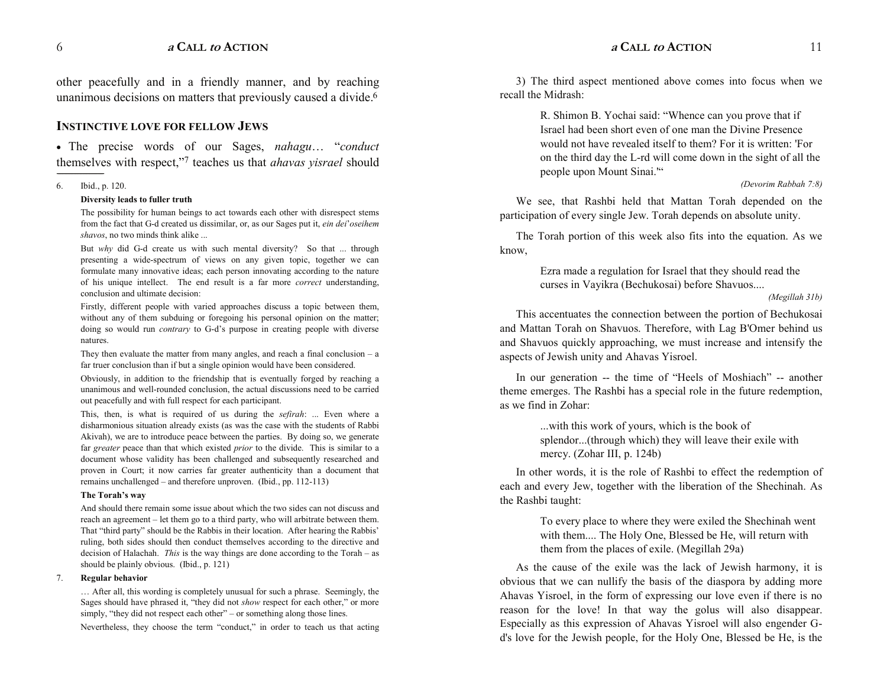other peacefully and in a friendly manner, and by reaching unanimous decisions on matters that previously caused a divide.[6]

## INSTINCTIVE LOVE FOR FELLOW JEWS

• The precise words of our Sages, *nahagu*… "*conduct* themselves with respect,"[7] teaches us that *ahavas yisrael* should

---

6. Ibid., p. 120.

**Diversity leads to fuller truth**

The possibility for human beings to act towards each other with disrespect stems from the fact that G-d created us dissimilar, or, as our Sages put it, *ein dei'oseihem shavos*, no two minds think alike ...

But *why* did G-d create us with such mental diversity? So that ... through presenting a wide-spectrum of views on any given topic, together we can formulate many innovative ideas; each person innovating according to the nature of his unique intellect. The end result is a far more *correct* understanding, conclusion and ultimate decision:

Firstly, different people with varied approaches discuss a topic between them, without any of them subduing or foregoing his personal opinion on the matter; doing so would run *contrary* to G-d's purpose in creating people with diverse natures.

They then evaluate the matter from many angles, and reach a final conclusion – a far truer conclusion than if but a single opinion would have been considered.

Obviously, in addition to the friendship that is eventually forged by reaching a unanimous and well-rounded conclusion, the actual discussions need to be carried out peacefully and with full respect for each participant.

This, then, is what is required of us during the *sefirah*: ... Even where a disharmonious situation already exists (as was the case with the students of Rabbi Akivah), we are to introduce peace between the parties. By doing so, we generate far *greater* peace than that which existed *prior* to the divide. This is similar to a document whose validity has been challenged and subsequently researched and proven in Court; it now carries far greater authenticity than a document that remains unchallenged – and therefore unproven. (Ibid., pp. 112-113)

**The Torah's way**

And should there remain some issue about which the two sides can not discuss and reach an agreement – let them go to a third party, who will arbitrate between them. That "third party" should be the Rabbis in their location. After hearing the Rabbis' ruling, both sides should then conduct themselves according to the directive and decision of Halachah. *This* is the way things are done according to the Torah – as should be plainly obvious. (Ibid., p. 121)

7. **Regular behavior**

… After all, this wording is completely unusual for such a phrase. Seemingly, the Sages should have phrased it, "they did not *show* respect for each other," or more simply, "they did not respect each other" – or something along those lines.

Nevertheless, they choose the term "conduct," in order to teach us that acting

---

3) The third aspect mentioned above comes into focus when we recall the Midrash:

> R. Shimon B. Yochai said: "Whence can you prove that if Israel had been short even of one man the Divine Presence would not have revealed itself to them? For it is written: 'For on the third day the L-rd will come down in the sight of all the people upon Mount Sinai.'"
>
> *(Devorim Rabbah 7:8)*

We see, that Rashbi held that Mattan Torah depended on the participation of every single Jew. Torah depends on absolute unity.

The Torah portion of this week also fits into the equation. As we know,

> Ezra made a regulation for Israel that they should read the curses in Vayikra (Bechukosai) before Shavuos....
>
> *(Megillah 31b)*

This accentuates the connection between the portion of Bechukosai and Mattan Torah on Shavuos. Therefore, with Lag B'Omer behind us and Shavuos quickly approaching, we must increase and intensify the aspects of Jewish unity and Ahavas Yisroel.

In our generation -- the time of "Heels of Moshiach" -- another theme emerges. The Rashbi has a special role in the future redemption, as we find in Zohar:

> ...with this work of yours, which is the book of splendor...(through which) they will leave their exile with mercy. (Zohar III, p. 124b)

In other words, it is the role of Rashbi to effect the redemption of each and every Jew, together with the liberation of the Shechinah. As the Rashbi taught:

> To every place to where they were exiled the Shechinah went with them.... The Holy One, Blessed be He, will return with them from the places of exile. (Megillah 29a)

As the cause of the exile was the lack of Jewish harmony, it is obvious that we can nullify the basis of the diaspora by adding more Ahavas Yisroel, in the form of expressing our love even if there is no reason for the love! In that way the golus will also disappear. Especially as this expression of Ahavas Yisroel will also engender G-d's love for the Jewish people, for the Holy One, Blessed be He, is the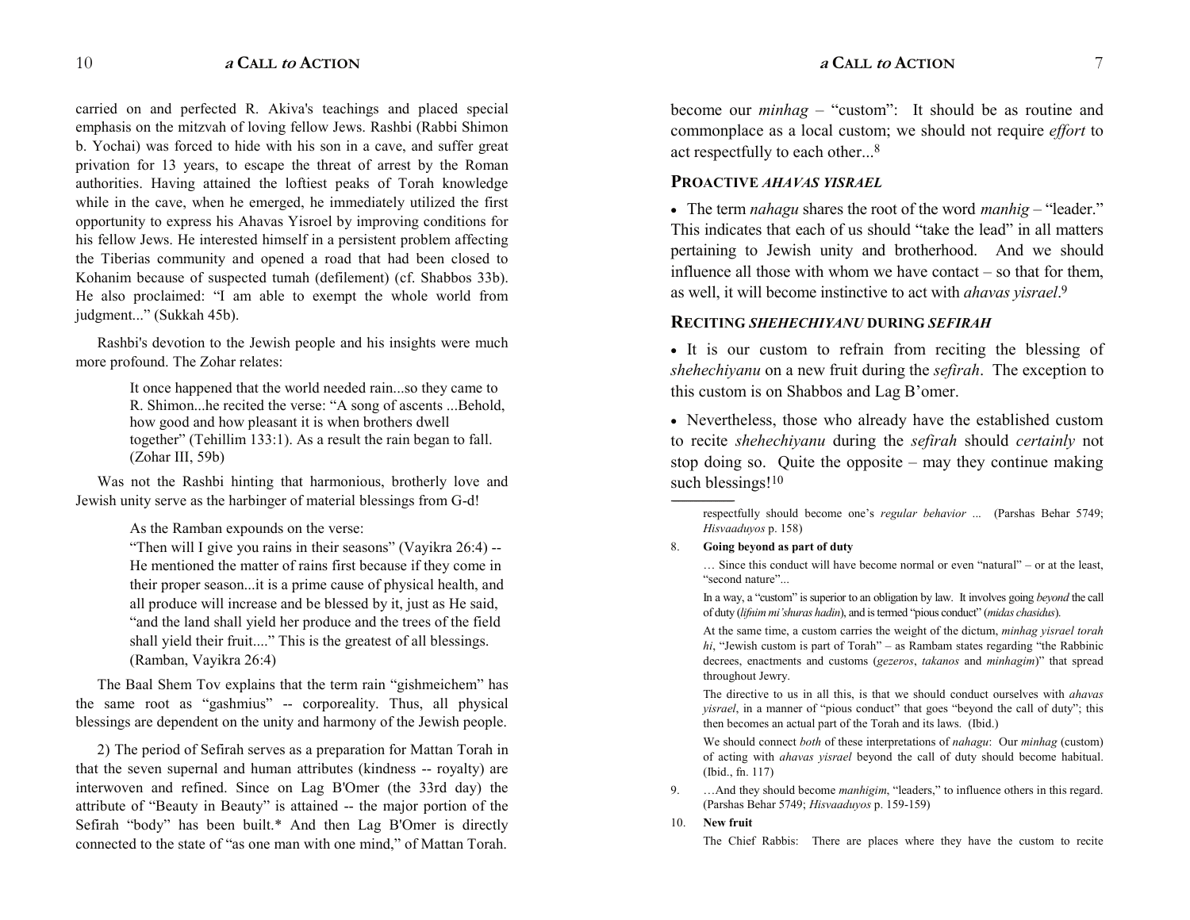carried on and perfected R. Akiva's teachings and placed special emphasis on the mitzvah of loving fellow Jews. Rashbi (Rabbi Shimon b. Yochai) was forced to hide with his son in a cave, and suffer great privation for 13 years, to escape the threat of arrest by the Roman authorities. Having attained the loftiest peaks of Torah knowledge while in the cave, when he emerged, he immediately utilized the first opportunity to express his Ahavas Yisroel by improving conditions for his fellow Jews. He interested himself in a persistent problem affecting the Tiberias community and opened a road that had been closed to Kohanim because of suspected tumah (defilement) (cf. Shabbos 33b). He also proclaimed: "I am able to exempt the whole world from judgment..." (Sukkah 45b).

Rashbi's devotion to the Jewish people and his insights were much more profound. The Zohar relates:

> It once happened that the world needed rain...so they came to R. Shimon...he recited the verse: "A song of ascents ...Behold, how good and how pleasant it is when brothers dwell together" (Tehillim 133:1). As a result the rain began to fall. (Zohar III, 59b)

Was not the Rashbi hinting that harmonious, brotherly love and Jewish unity serve as the harbinger of material blessings from G-d!

> As the Ramban expounds on the verse:
> "Then will I give you rains in their seasons" (Vayikra 26:4) -- He mentioned the matter of rains first because if they come in their proper season...it is a prime cause of physical health, and all produce will increase and be blessed by it, just as He said, "and the land shall yield her produce and the trees of the field shall yield their fruit...." This is the greatest of all blessings. (Ramban, Vayikra 26:4)

The Baal Shem Tov explains that the term rain "gishmeichem" has the same root as "gashmius" -- corporeality. Thus, all physical blessings are dependent on the unity and harmony of the Jewish people.

2) The period of Sefirah serves as a preparation for Mattan Torah in that the seven supernal and human attributes (kindness -- royalty) are interwoven and refined. Since on Lag B'Omer (the 33rd day) the attribute of "Beauty in Beauty" is attained -- the major portion of the Sefirah "body" has been built.* And then Lag B'Omer is directly connected to the state of "as one man with one mind," of Mattan Torah.

become our *minhag* – "custom": It should be as routine and commonplace as a local custom; we should not require *effort* to act respectfully to each other...[8]

## PROACTIVE *AHAVAS YISRAEL*

• The term *nahagu* shares the root of the word *manhig* – "leader." This indicates that each of us should "take the lead" in all matters pertaining to Jewish unity and brotherhood. And we should influence all those with whom we have contact – so that for them, as well, it will become instinctive to act with *ahavas yisrael*.[9]

## RECITING *SHEHECHIYANU* DURING *SEFIRAH*

• It is our custom to refrain from reciting the blessing of *shehechiyanu* on a new fruit during the *sefirah*. The exception to this custom is on Shabbos and Lag B'omer.

• Nevertheless, those who already have the established custom to recite *shehechiyanu* during the *sefirah* should *certainly* not stop doing so. Quite the opposite – may they continue making such blessings![10]

---

respectfully should become one's *regular behavior* ... (Parshas Behar 5749; *Hisvaaduyos* p. 158)

8. **Going beyond as part of duty**

… Since this conduct will have become normal or even "natural" – or at the least, "second nature"...

In a way, a "custom" is superior to an obligation by law. It involves going *beyond* the call of duty (*lifnim mi'shuras hadin*), and is termed "pious conduct" (*midas chasidus*).

At the same time, a custom carries the weight of the dictum, *minhag yisrael torah hi*, "Jewish custom is part of Torah" – as Rambam states regarding "the Rabbinic decrees, enactments and customs (*gezeros*, *takanos* and *minhagim*)" that spread throughout Jewry.

The directive to us in all this, is that we should conduct ourselves with *ahavas yisrael*, in a manner of "pious conduct" that goes "beyond the call of duty"; this then becomes an actual part of the Torah and its laws. (Ibid.)

We should connect *both* of these interpretations of *nahagu*: Our *minhag* (custom) of acting with *ahavas yisrael* beyond the call of duty should become habitual. (Ibid., fn. 117)

9. …And they should become *manhigim*, "leaders," to influence others in this regard. (Parshas Behar 5749; *Hisvaaduyos* p. 159-159)

10. **New fruit**

The Chief Rabbis: There are places where they have the custom to recite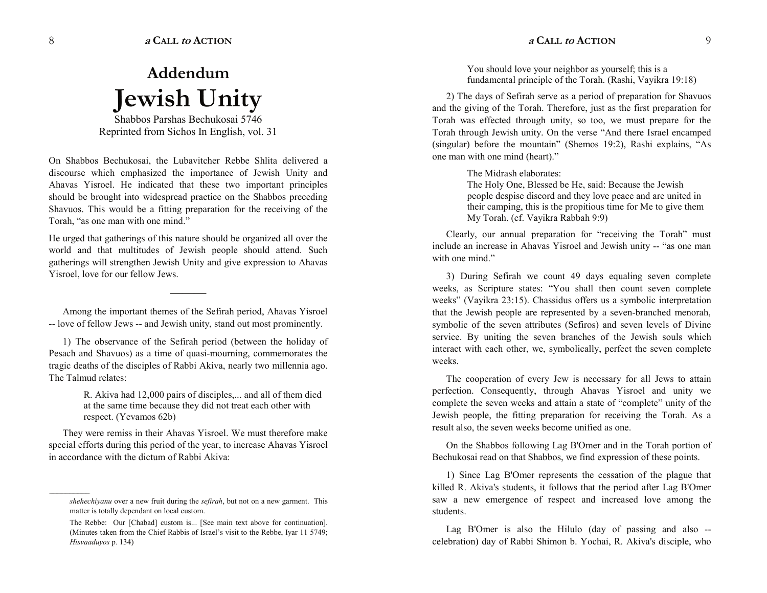# Addendum

# Jewish Unity

Shabbos Parshas Bechukosai 5746
Reprinted from Sichos In English, vol. 31

On Shabbos Bechukosai, the Lubavitcher Rebbe Shlita delivered a discourse which emphasized the importance of Jewish Unity and Ahavas Yisroel. He indicated that these two important principles should be brought into widespread practice on the Shabbos preceding Shavuos. This would be a fitting preparation for the receiving of the Torah, "as one man with one mind."

He urged that gatherings of this nature should be organized all over the world and that multitudes of Jewish people should attend. Such gatherings will strengthen Jewish Unity and give expression to Ahavas Yisroel, love for our fellow Jews.

---

Among the important themes of the Sefirah period, Ahavas Yisroel -- love of fellow Jews -- and Jewish unity, stand out most prominently.

1) The observance of the Sefirah period (between the holiday of Pesach and Shavuos) as a time of quasi-mourning, commemorates the tragic deaths of the disciples of Rabbi Akiva, nearly two millennia ago. The Talmud relates:

> R. Akiva had 12,000 pairs of disciples,... and all of them died at the same time because they did not treat each other with respect. (Yevamos 62b)

They were remiss in their Ahavas Yisroel. We must therefore make special efforts during this period of the year, to increase Ahavas Yisroel in accordance with the dictum of Rabbi Akiva:

> You should love your neighbor as yourself; this is a fundamental principle of the Torah. (Rashi, Vayikra 19:18)

2) The days of Sefirah serve as a period of preparation for Shavuos and the giving of the Torah. Therefore, just as the first preparation for Torah was effected through unity, so too, we must prepare for the Torah through Jewish unity. On the verse "And there Israel encamped (singular) before the mountain" (Shemos 19:2), Rashi explains, "As one man with one mind (heart)."

> The Midrash elaborates:
> The Holy One, Blessed be He, said: Because the Jewish people despise discord and they love peace and are united in their camping, this is the propitious time for Me to give them My Torah. (cf. Vayikra Rabbah 9:9)

Clearly, our annual preparation for "receiving the Torah" must include an increase in Ahavas Yisroel and Jewish unity -- "as one man with one mind."

3) During Sefirah we count 49 days equaling seven complete weeks, as Scripture states: "You shall then count seven complete weeks" (Vayikra 23:15). Chassidus offers us a symbolic interpretation that the Jewish people are represented by a seven-branched menorah, symbolic of the seven attributes (Sefiros) and seven levels of Divine service. By uniting the seven branches of the Jewish souls which interact with each other, we, symbolically, perfect the seven complete weeks.

The cooperation of every Jew is necessary for all Jews to attain perfection. Consequently, through Ahavas Yisroel and unity we complete the seven weeks and attain a state of "complete" unity of the Jewish people, the fitting preparation for receiving the Torah. As a result also, the seven weeks become unified as one.

On the Shabbos following Lag B'Omer and in the Torah portion of Bechukosai read on that Shabbos, we find expression of these points.

1) Since Lag B'Omer represents the cessation of the plague that killed R. Akiva's students, it follows that the period after Lag B'Omer saw a new emergence of respect and increased love among the students.

Lag B'Omer is also the Hilulo (day of passing and also -- celebration) day of Rabbi Shimon b. Yochai, R. Akiva's disciple, who

---

*shehechiyanu* over a new fruit during the *sefirah*, but not on a new garment. This matter is totally dependant on local custom.

The Rebbe: Our [Chabad] custom is... [See main text above for continuation]. (Minutes taken from the Chief Rabbis of Israel's visit to the Rebbe, Iyar 11 5749; *Hisvaaduyos* p. 134)